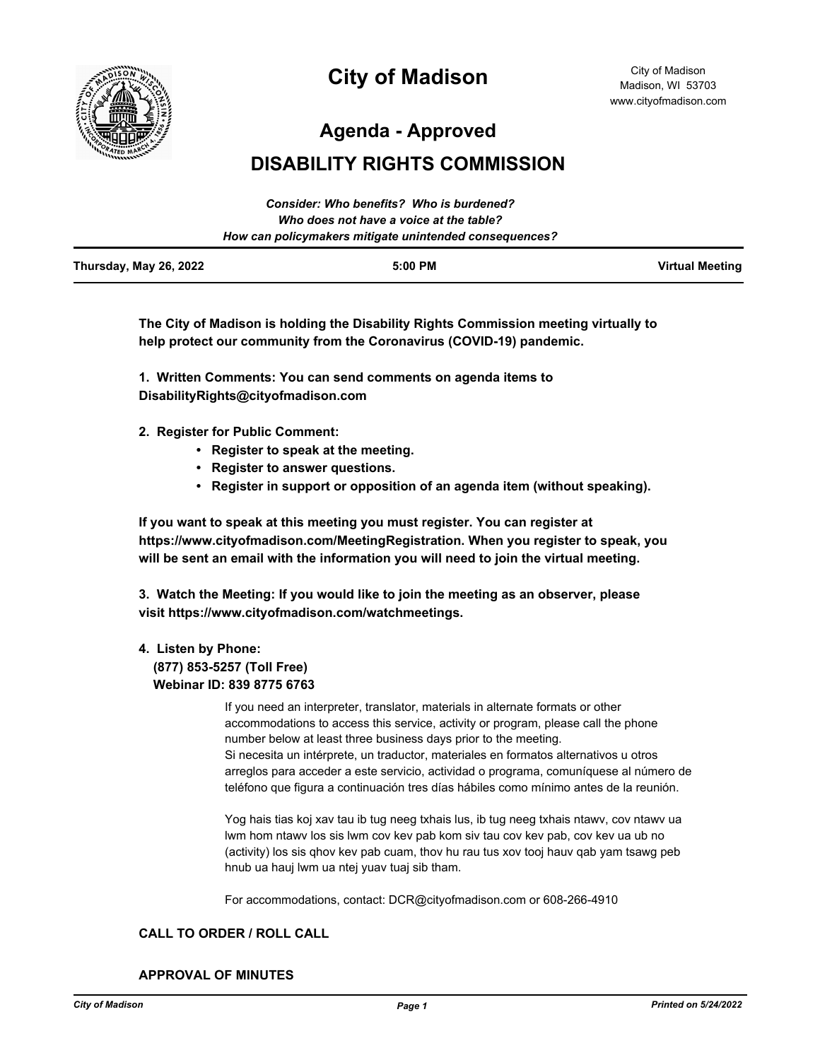# City of Madison

City of Madison
Madison, WI 53703
www.cityofmadison.com

## Agenda - Approved

## DISABILITY RIGHTS COMMISSION

*Consider: Who benefits? Who is burdened?*
*Who does not have a voice at the table?*
*How can policymakers mitigate unintended consequences?*

**Thursday, May 26, 2022** | **5:00 PM** | **Virtual Meeting**

**The City of Madison is holding the Disability Rights Commission meeting virtually to help protect our community from the Coronavirus (COVID-19) pandemic.**

**1. Written Comments: You can send comments on agenda items to DisabilityRights@cityofmadison.com**

**2. Register for Public Comment:**

- **Register to speak at the meeting.**
- **Register to answer questions.**
- **Register in support or opposition of an agenda item (without speaking).**

**If you want to speak at this meeting you must register. You can register at https://www.cityofmadison.com/MeetingRegistration. When you register to speak, you will be sent an email with the information you will need to join the virtual meeting.**

**3. Watch the Meeting: If you would like to join the meeting as an observer, please visit https://www.cityofmadison.com/watchmeetings.**

**4. Listen by Phone:**
**(877) 853-5257 (Toll Free)**
**Webinar ID: 839 8775 6763**

If you need an interpreter, translator, materials in alternate formats or other accommodations to access this service, activity or program, please call the phone number below at least three business days prior to the meeting.
Si necesita un intérprete, un traductor, materiales en formatos alternativos u otros arreglos para acceder a este servicio, actividad o programa, comuníquese al número de teléfono que figura a continuación tres días hábiles como mínimo antes de la reunión.

Yog hais tias koj xav tau ib tug neeg txhais lus, ib tug neeg txhais ntawv, cov ntawv ua lwm hom ntawv los sis lwm cov kev pab kom siv tau cov kev pab, cov kev ua ub no (activity) los sis qhov kev pab cuam, thov hu rau tus xov tooj hauv qab yam tsawg peb hnub ua hauj lwm ua ntej yuav tuaj sib tham.

For accommodations, contact: DCR@cityofmadison.com or 608-266-4910

### CALL TO ORDER / ROLL CALL

### APPROVAL OF MINUTES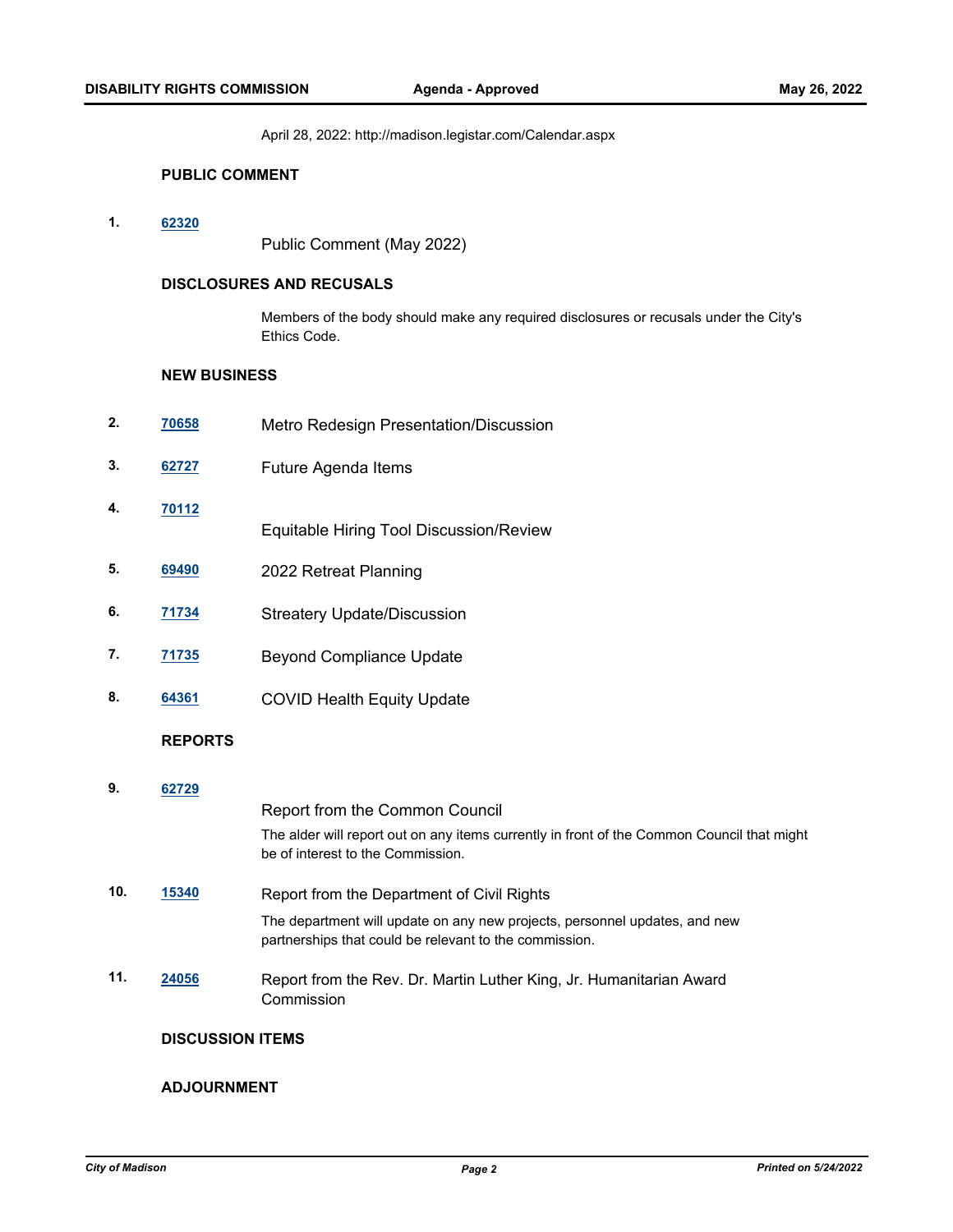April 28, 2022: http://madison.legistar.com/Calendar.aspx

### PUBLIC COMMENT

1. **62320**

   Public Comment (May 2022)

### DISCLOSURES AND RECUSALS

Members of the body should make any required disclosures or recusals under the City's Ethics Code.

### NEW BUSINESS

2. **70658** Metro Redesign Presentation/Discussion

3. **62727** Future Agenda Items

4. **70112**

   Equitable Hiring Tool Discussion/Review

5. **69490** 2022 Retreat Planning

6. **71734** Streatery Update/Discussion

7. **71735** Beyond Compliance Update

8. **64361** COVID Health Equity Update

### REPORTS

9. **62729**

   Report from the Common Council

   The alder will report out on any items currently in front of the Common Council that might be of interest to the Commission.

10. **15340** Report from the Department of Civil Rights

    The department will update on any new projects, personnel updates, and new partnerships that could be relevant to the commission.

11. **24056** Report from the Rev. Dr. Martin Luther King, Jr. Humanitarian Award Commission

### DISCUSSION ITEMS

### ADJOURNMENT